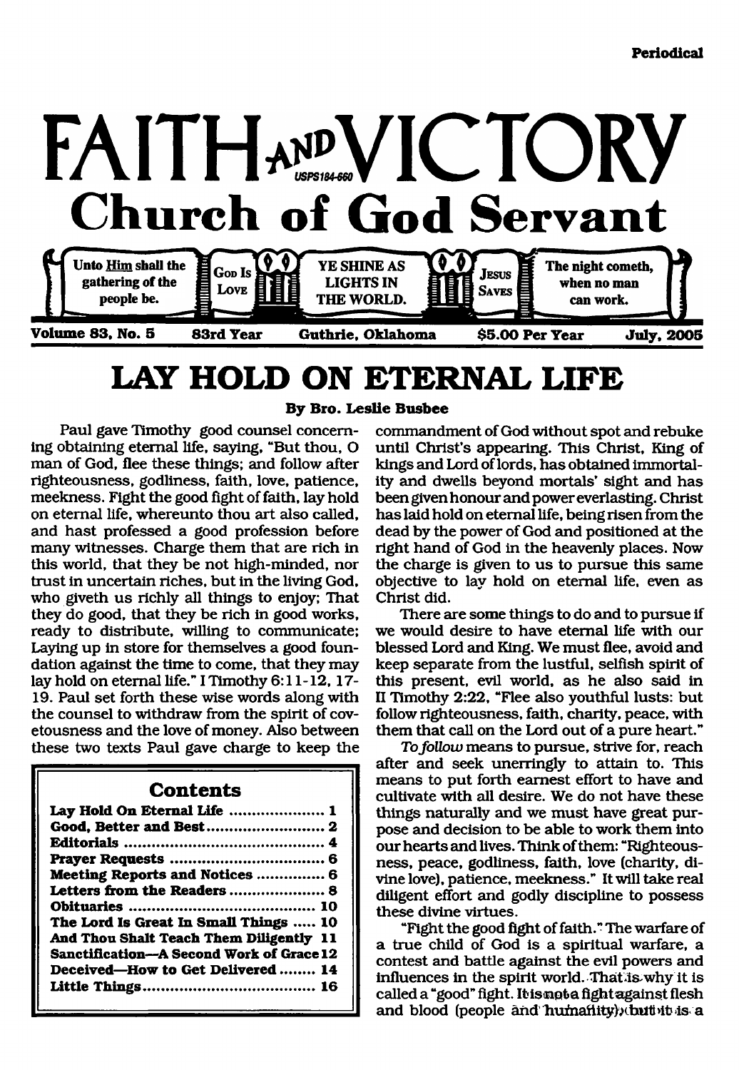Periodical

# FAITH AND VICTORY

USPS184-660

## Church of God Servant

Unto Him shall the gathering of the people be. | God Is Love | YE SHINE AS LIGHTS IN THE WORLD. | Jesus Saves | The night cometh, when no man can work.

Volume 83, No. 5 | 83rd Year | Guthrie, Oklahoma | $5.00 Per Year | July, 2005

# LAY HOLD ON ETERNAL LIFE

**By Bro. Leslie Busbee**

Paul gave Timothy good counsel concerning obtaining eternal life, saying, "But thou, O man of God, flee these things; and follow after righteousness, godliness, faith, love, patience, meekness. Fight the good fight of faith, lay hold on eternal life, whereunto thou art also called, and hast professed a good profession before many witnesses. Charge them that are rich in this world, that they be not high-minded, nor trust in uncertain riches, but in the living God, who giveth us richly all things to enjoy; That they do good, that they be rich in good works, ready to distribute, willing to communicate; Laying up in store for themselves a good foundation against the time to come, that they may lay hold on eternal life." I Timothy 6:11-12, 17-19. Paul set forth these wise words along with the counsel to withdraw from the spirit of covetousness and the love of money. Also between these two texts Paul gave charge to keep the commandment of God without spot and rebuke until Christ's appearing. This Christ, King of kings and Lord of lords, has obtained immortality and dwells beyond mortals' sight and has been given honour and power everlasting. Christ has laid hold on eternal life, being risen from the dead by the power of God and positioned at the right hand of God in the heavenly places. Now the charge is given to us to pursue this same objective to lay hold on eternal life, even as Christ did.

There are some things to do and to pursue if we would desire to have eternal life with our blessed Lord and King. We must flee, avoid and keep separate from the lustful, selfish spirit of this present, evil world, as he also said in II Timothy 2:22, "Flee also youthful lusts: but follow righteousness, faith, charity, peace, with them that call on the Lord out of a pure heart."

*To follow* means to pursue, strive for, reach after and seek unerringly to attain to. This means to put forth earnest effort to have and cultivate with all desire. We do not have these things naturally and we must have great purpose and decision to be able to work them into our hearts and lives. Think of them: "Righteousness, peace, godliness, faith, love (charity, divine love), patience, meekness." It will take real diligent effort and godly discipline to possess these divine virtues.

"Fight the good fight of faith." The warfare of a true child of God is a spiritual warfare, a contest and battle against the evil powers and influences in the spirit world. That is why it is called a "good" fight. It is not a fight against flesh and blood (people and humanity), but it is a

### Contents

| | |
|---|---|
| Lay Hold On Eternal Life | 1 |
| Good, Better and Best | 2 |
| Editorials | 4 |
| Prayer Requests | 6 |
| Meeting Reports and Notices | 6 |
| Letters from the Readers | 8 |
| Obituaries | 10 |
| The Lord Is Great In Small Things | 10 |
| And Thou Shalt Teach Them Diligently | 11 |
| Sanctification—A Second Work of Grace | 12 |
| Deceived—How to Get Delivered | 14 |
| Little Things | 16 |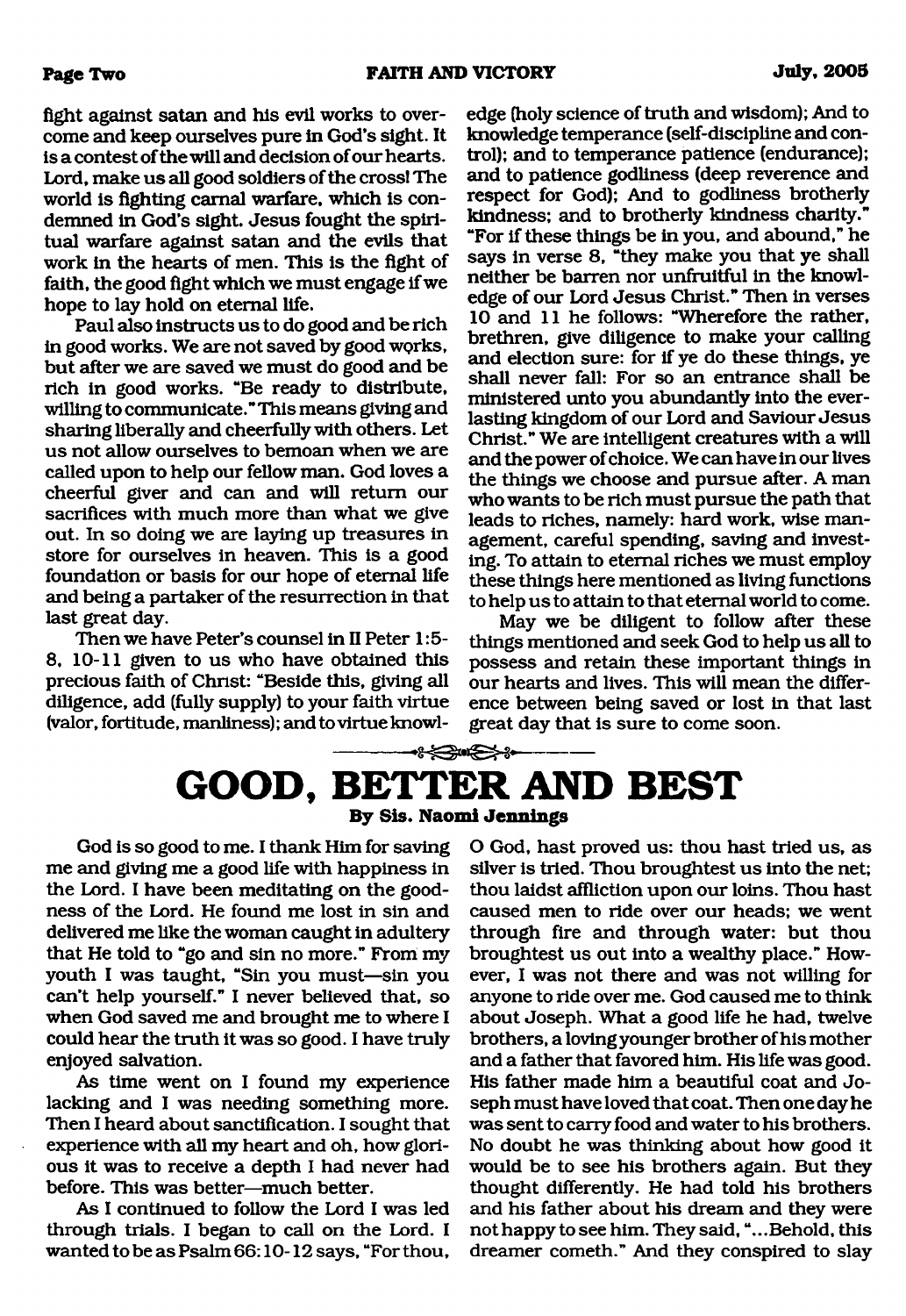fight against satan and his evil works to overcome and keep ourselves pure in God's sight. It is a contest of the will and decision of our hearts. Lord, make us all good soldiers of the cross! The world is fighting carnal warfare, which is condemned in God's sight. Jesus fought the spiritual warfare against satan and the evils that work in the hearts of men. This is the fight of faith, the good fight which we must engage if we hope to lay hold on eternal life.

Paul also instructs us to do good and be rich in good works. We are not saved by good works, but after we are saved we must do good and be rich in good works. "Be ready to distribute, willing to communicate." This means giving and sharing liberally and cheerfully with others. Let us not allow ourselves to bemoan when we are called upon to help our fellow man. God loves a cheerful giver and can and will return our sacrifices with much more than what we give out. In so doing we are laying up treasures in store for ourselves in heaven. This is a good foundation or basis for our hope of eternal life and being a partaker of the resurrection in that last great day.

Then we have Peter's counsel in II Peter 1:5-8, 10-11 given to us who have obtained this precious faith of Christ: "Beside this, giving all diligence, add (fully supply) to your faith virtue (valor, fortitude, manliness); and to virtue knowledge (holy science of truth and wisdom); And to knowledge temperance (self-discipline and control); and to temperance patience (endurance); and to patience godliness (deep reverence and respect for God); And to godliness brotherly kindness; and to brotherly kindness charity." "For if these things be in you, and abound," he says in verse 8, "they make you that ye shall neither be barren nor unfruitful in the knowledge of our Lord Jesus Christ." Then in verses 10 and 11 he follows: "Wherefore the rather, brethren, give diligence to make your calling and election sure: for if ye do these things, ye shall never fall: For so an entrance shall be ministered unto you abundantly into the everlasting kingdom of our Lord and Saviour Jesus Christ." We are intelligent creatures with a will and the power of choice. We can have in our lives the things we choose and pursue after. A man who wants to be rich must pursue the path that leads to riches, namely: hard work, wise management, careful spending, saving and investing. To attain to eternal riches we must employ these things here mentioned as living functions to help us to attain to that eternal world to come.

May we be diligent to follow after these things mentioned and seek God to help us all to possess and retain these important things in our hearts and lives. This will mean the difference between being saved or lost in that last great day that is sure to come soon.

# GOOD, BETTER AND BEST

**By Sis. Naomi Jennings**

God is so good to me. I thank Him for saving me and giving me a good life with happiness in the Lord. I have been meditating on the goodness of the Lord. He found me lost in sin and delivered me like the woman caught in adultery that He told to "go and sin no more." From my youth I was taught, "Sin you must—sin you can't help yourself." I never believed that, so when God saved me and brought me to where I could hear the truth it was so good. I have truly enjoyed salvation.

As time went on I found my experience lacking and I was needing something more. Then I heard about sanctification. I sought that experience with all my heart and oh, how glorious it was to receive a depth I had never had before. This was better—much better.

As I continued to follow the Lord I was led through trials. I began to call on the Lord. I wanted to be as Psalm 66:10-12 says, "For thou, O God, hast proved us: thou hast tried us, as silver is tried. Thou broughtest us into the net; thou laidst affliction upon our loins. Thou hast caused men to ride over our heads; we went through fire and through water: but thou broughtest us out into a wealthy place." However, I was not there and was not willing for anyone to ride over me. God caused me to think about Joseph. What a good life he had, twelve brothers, a loving younger brother of his mother and a father that favored him. His life was good. His father made him a beautiful coat and Joseph must have loved that coat. Then one day he was sent to carry food and water to his brothers. No doubt he was thinking about how good it would be to see his brothers again. But they thought differently. He had told his brothers and his father about his dream and they were not happy to see him. They said, "...Behold, this dreamer cometh." And they conspired to slay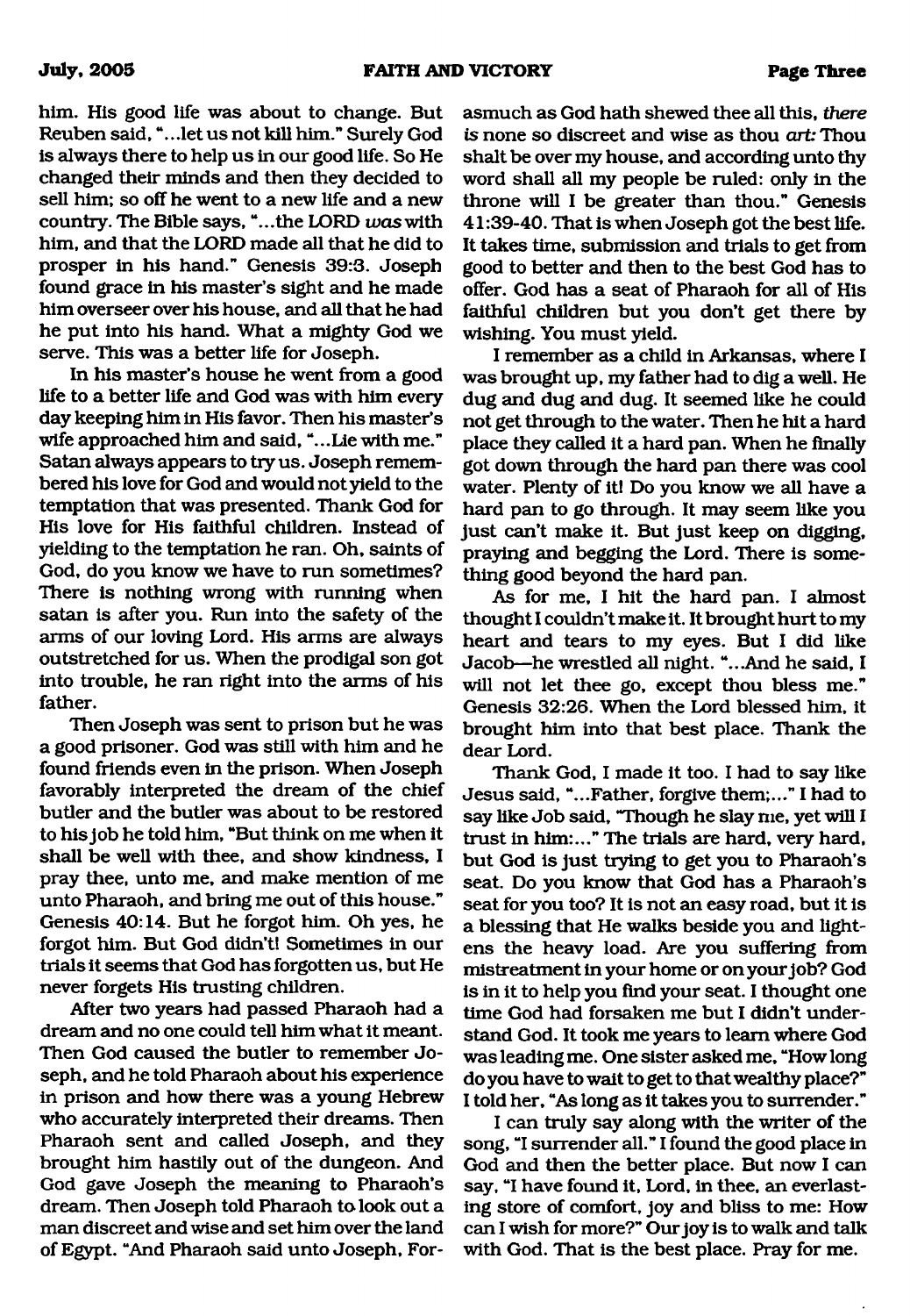him. His good life was about to change. But Reuben said, "...let us not kill him." Surely God is always there to help us in our good life. So He changed their minds and then they decided to sell him; so off he went to a new life and a new country. The Bible says, "...the LORD *was* with him, and that the LORD made all that he did to prosper in his hand." Genesis 39:3. Joseph found grace in his master's sight and he made him overseer over his house, and all that he had he put into his hand. What a mighty God we serve. This was a better life for Joseph.

In his master's house he went from a good life to a better life and God was with him every day keeping him in His favor. Then his master's wife approached him and said, "...Lie with me." Satan always appears to try us. Joseph remembered his love for God and would not yield to the temptation that was presented. Thank God for His love for His faithful children. Instead of yielding to the temptation he ran. Oh, saints of God, do you know we have to run sometimes? There is nothing wrong with running when satan is after you. Run into the safety of the arms of our loving Lord. His arms are always outstretched for us. When the prodigal son got into trouble, he ran right into the arms of his father.

Then Joseph was sent to prison but he was a good prisoner. God was still with him and he found friends even in the prison. When Joseph favorably interpreted the dream of the chief butler and the butler was about to be restored to his job he told him, "But think on me when it shall be well with thee, and show kindness, I pray thee, unto me, and make mention of me unto Pharaoh, and bring me out of this house." Genesis 40:14. But he forgot him. Oh yes, he forgot him. But God didn't! Sometimes in our trials it seems that God has forgotten us, but He never forgets His trusting children.

After two years had passed Pharaoh had a dream and no one could tell him what it meant. Then God caused the butler to remember Joseph, and he told Pharaoh about his experience in prison and how there was a young Hebrew who accurately interpreted their dreams. Then Pharaoh sent and called Joseph, and they brought him hastily out of the dungeon. And God gave Joseph the meaning to Pharaoh's dream. Then Joseph told Pharaoh to look out a man discreet and wise and set him over the land of Egypt. "And Pharaoh said unto Joseph, Forasmuch as God hath shewed thee all this, *there is* none so discreet and wise as thou *art:* Thou shalt be over my house, and according unto thy word shall all my people be ruled: only in the throne will I be greater than thou." Genesis 41:39-40. That is when Joseph got the best life. It takes time, submission and trials to get from good to better and then to the best God has to offer. God has a seat of Pharaoh for all of His faithful children but you don't get there by wishing. You must yield.

I remember as a child in Arkansas, where I was brought up, my father had to dig a well. He dug and dug and dug. It seemed like he could not get through to the water. Then he hit a hard place they called it a hard pan. When he finally got down through the hard pan there was cool water. Plenty of it! Do you know we all have a hard pan to go through. It may seem like you just can't make it. But just keep on digging, praying and begging the Lord. There is something good beyond the hard pan.

As for me, I hit the hard pan. I almost thought I couldn't make it. It brought hurt to my heart and tears to my eyes. But I did like Jacob—he wrestled all night. "...And he said, I will not let thee go, except thou bless me." Genesis 32:26. When the Lord blessed him, it brought him into that best place. Thank the dear Lord.

Thank God, I made it too. I had to say like Jesus said, "...Father, forgive them;..." I had to say like Job said, "Though he slay me, yet will I trust in him:..." The trials are hard, very hard, but God is just trying to get you to Pharaoh's seat. Do you know that God has a Pharaoh's seat for you too? It is not an easy road, but it is a blessing that He walks beside you and lightens the heavy load. Are you suffering from mistreatment in your home or on your job? God is in it to help you find your seat. I thought one time God had forsaken me but I didn't understand God. It took me years to learn where God was leading me. One sister asked me, "How long do you have to wait to get to that wealthy place?" I told her, "As long as it takes you to surrender."

I can truly say along with the writer of the song, "I surrender all." I found the good place in God and then the better place. But now I can say, "I have found it, Lord, in thee, an everlasting store of comfort, joy and bliss to me: How can I wish for more?" Our joy is to walk and talk with God. That is the best place. Pray for me.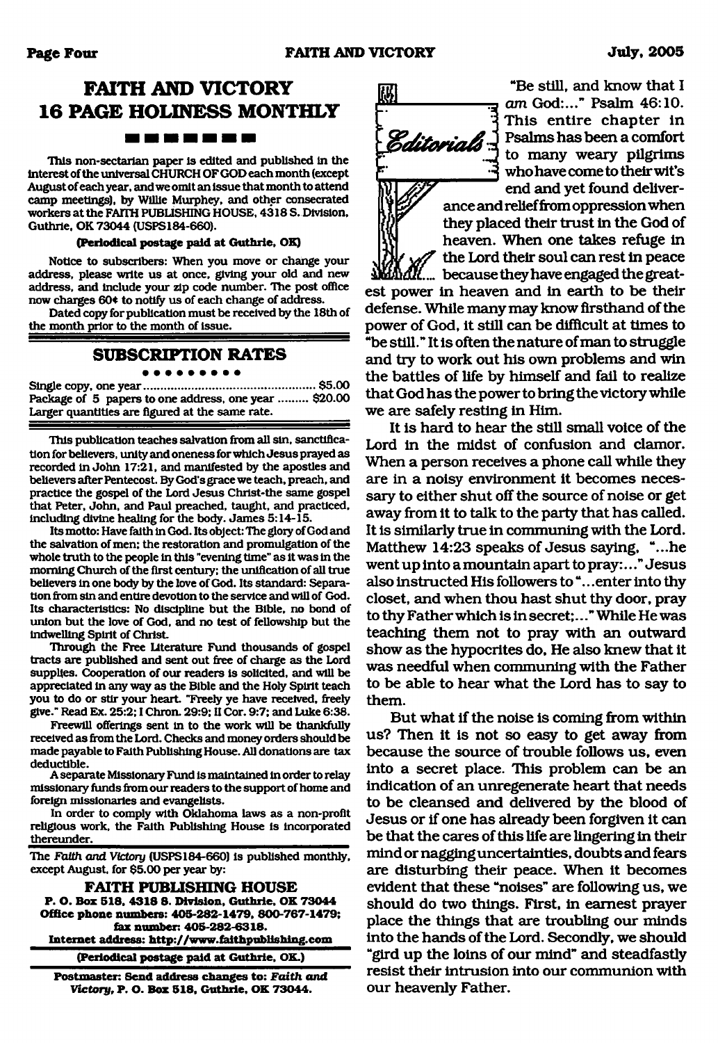# FAITH AND VICTORY 16 PAGE HOLINESS MONTHLY

This non-sectarian paper is edited and published in the interest of the universal CHURCH OF GOD each month (except August of each year, and we omit an issue that month to attend camp meetings), by Willie Murphey, and other consecrated workers at the FAITH PUBLISHING HOUSE, 4318 S. Division, Guthrie, OK 73044 (USPS184-660).

**(Periodical postage paid at Guthrie, OK)**

Notice to subscribers: When you move or change your address, please write us at once, giving your old and new address, and include your zip code number. The post office now charges 60¢ to notify us of each change of address.

Dated copy for publication must be received by the 18th of the month prior to the month of issue.

## SUBSCRIPTION RATES

Single copy, one year ........................................ $5.00
Package of 5 papers to one address, one year ......... $20.00
Larger quantities are figured at the same rate.

This publication teaches salvation from all sin, sanctification for believers, unity and oneness for which Jesus prayed as recorded in John 17:21, and manifested by the apostles and believers after Pentecost. By God's grace we teach, preach, and practice the gospel of the Lord Jesus Christ-the same gospel that Peter, John, and Paul preached, taught, and practiced, including divine healing for the body. James 5:14-15.

Its motto: Have faith in God. Its object: The glory of God and the salvation of men; the restoration and promulgation of the whole truth to the people in this "evening time" as it was in the morning Church of the first century; the unification of all true believers in one body by the love of God. Its standard: Separation from sin and entire devotion to the service and will of God. Its characteristics: No discipline but the Bible, no bond of union but the love of God, and no test of fellowship but the indwelling Spirit of Christ.

Through the Free Literature Fund thousands of gospel tracts are published and sent out free of charge as the Lord supplies. Cooperation of our readers is solicited, and will be appreciated in any way as the Bible and the Holy Spirit teach you to do or stir your heart. "Freely ye have received, freely give." Read Ex. 25:2; I Chron. 29:9; II Cor. 9:7; and Luke 6:38.

Freewill offerings sent in to the work will be thankfully received as from the Lord. Checks and money orders should be made payable to Faith Publishing House. All donations are tax deductible.

A separate Missionary Fund is maintained in order to relay missionary funds from our readers to the support of home and foreign missionaries and evangelists.

In order to comply with Oklahoma laws as a non-profit religious work, the Faith Publishing House is incorporated thereunder.

The *Faith and Victory* (USPS184-660) is published monthly, except August, for $5.00 per year by:

**FAITH PUBLISHING HOUSE**
**P. O. Box 518, 4318 S. Division, Guthrie, OK 73044**
**Office phone numbers: 405-282-1479, 800-767-1479; fax number: 405-282-6318.**
**Internet address: http://www.faithpublishing.com**

**(Periodical postage paid at Guthrie, OK.)**

**Postmaster: Send address changes to: *Faith and Victory*, P. O. Box 518, Guthrie, OK 73044.**

## Editorials

"Be still, and know that I *am* God:..." Psalm 46:10. This entire chapter in Psalms has been a comfort to many weary pilgrims who have come to their wit's end and yet found deliverance and relief from oppression when they placed their trust in the God of heaven. When one takes refuge in the Lord their soul can rest in peace because they have engaged the greatest power in heaven and in earth to be their defense. While many may know firsthand of the power of God, it still can be difficult at times to "be still." It is often the nature of man to struggle and try to work out his own problems and win the battles of life by himself and fail to realize that God has the power to bring the victory while we are safely resting in Him.

It is hard to hear the still small voice of the Lord in the midst of confusion and clamor. When a person receives a phone call while they are in a noisy environment it becomes necessary to either shut off the source of noise or get away from it to talk to the party that has called. It is similarly true in communing with the Lord. Matthew 14:23 speaks of Jesus saying, "...he went up into a mountain apart to pray:..." Jesus also instructed His followers to "...enter into thy closet, and when thou hast shut thy door, pray to thy Father which is in secret;..." While He was teaching them not to pray with an outward show as the hypocrites do, He also knew that it was needful when communing with the Father to be able to hear what the Lord has to say to them.

But what if the noise is coming from within us? Then it is not so easy to get away from because the source of trouble follows us, even into a secret place. This problem can be an indication of an unregenerate heart that needs to be cleansed and delivered by the blood of Jesus or if one has already been forgiven it can be that the cares of this life are lingering in their mind or nagging uncertainties, doubts and fears are disturbing their peace. When it becomes evident that these "noises" are following us, we should do two things. First, in earnest prayer place the things that are troubling our minds into the hands of the Lord. Secondly, we should "gird up the loins of our mind" and steadfastly resist their intrusion into our communion with our heavenly Father.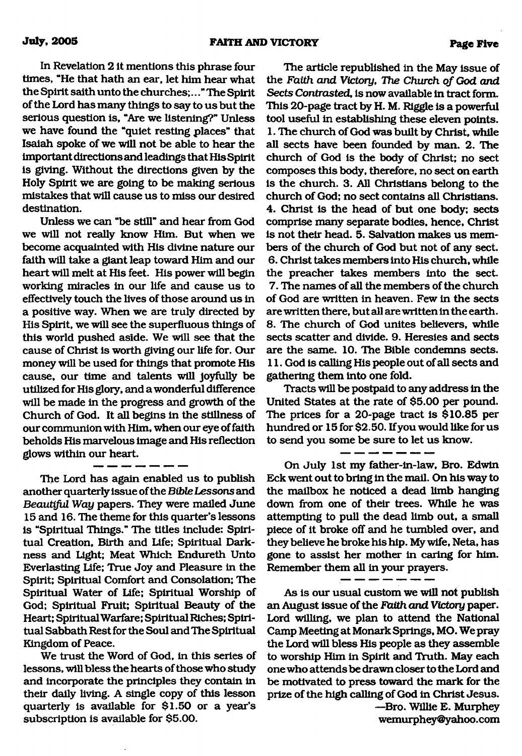In Revelation 2 it mentions this phrase four times, "He that hath an ear, let him hear what the Spirit saith unto the churches;..." The Spirit of the Lord has many things to say to us but the serious question is, "Are we listening?" Unless we have found the "quiet resting places" that Isaiah spoke of we will not be able to hear the important directions and leadings that His Spirit is giving. Without the directions given by the Holy Spirit we are going to be making serious mistakes that will cause us to miss our desired destination.

Unless we can "be still" and hear from God we will not really know Him. But when we become acquainted with His divine nature our faith will take a giant leap toward Him and our heart will melt at His feet. His power will begin working miracles in our life and cause us to effectively touch the lives of those around us in a positive way. When we are truly directed by His Spirit, we will see the superfluous things of this world pushed aside. We will see that the cause of Christ is worth giving our life for. Our money will be used for things that promote His cause, our time and talents will joyfully be utilized for His glory, and a wonderful difference will be made in the progress and growth of the Church of God. It all begins in the stillness of our communion with Him, when our eye of faith beholds His marvelous image and His reflection glows within our heart.

— — — — — — —

The Lord has again enabled us to publish another quarterly issue of the *Bible Lessons* and *Beautiful Way* papers. They were mailed June 15 and 16. The theme for this quarter's lessons is "Spiritual Things." The titles include: Spiritual Creation, Birth and Life; Spiritual Darkness and Light; Meat Which Endureth Unto Everlasting Life; True Joy and Pleasure in the Spirit; Spiritual Comfort and Consolation; The Spiritual Water of Life; Spiritual Worship of God; Spiritual Fruit; Spiritual Beauty of the Heart; Spiritual Warfare; Spiritual Riches; Spiritual Sabbath Rest for the Soul and The Spiritual Kingdom of Peace.

We trust the Word of God, in this series of lessons, will bless the hearts of those who study and incorporate the principles they contain in their daily living. A single copy of this lesson quarterly is available for $1.50 or a year's subscription is available for $5.00.

The article republished in the May issue of the *Faith and Victory, The Church of God and Sects Contrasted*, is now available in tract form. This 20-page tract by H. M. Riggle is a powerful tool useful in establishing these eleven points. 1. The church of God was built by Christ, while all sects have been founded by man. 2. The church of God is the body of Christ; no sect composes this body, therefore, no sect on earth is the church. 3. All Christians belong to the church of God; no sect contains all Christians. 4. Christ is the head of but one body; sects comprise many separate bodies, hence, Christ is not their head. 5. Salvation makes us members of the church of God but not of any sect. 6. Christ takes members into His church, while the preacher takes members into the sect. 7. The names of all the members of the church of God are written in heaven. Few in the sects are written there, but all are written in the earth. 8. The church of God unites believers, while sects scatter and divide. 9. Heresies and sects are the same. 10. The Bible condemns sects. 11. God is calling His people out of all sects and gathering them into one fold.

Tracts will be postpaid to any address in the United States at the rate of $5.00 per pound. The prices for a 20-page tract is $10.85 per hundred or 15 for $2.50. If you would like for us to send you some be sure to let us know.

— — — — — — —

On July 1st my father-in-law, Bro. Edwin Eck went out to bring in the mail. On his way to the mailbox he noticed a dead limb hanging down from one of their trees. While he was attempting to pull the dead limb out, a small piece of it broke off and he tumbled over, and they believe he broke his hip. My wife, Neta, has gone to assist her mother in caring for him. Remember them all in your prayers.

— — — — — — —

As is our usual custom we will not publish an August issue of the *Faith and Victory* paper. Lord willing, we plan to attend the National Camp Meeting at Monark Springs, MO. We pray the Lord will bless His people as they assemble to worship Him in Spirit and Truth. May each one who attends be drawn closer to the Lord and be motivated to press toward the mark for the prize of the high calling of God in Christ Jesus.

—Bro. Willie E. Murphey
wemurphey@yahoo.com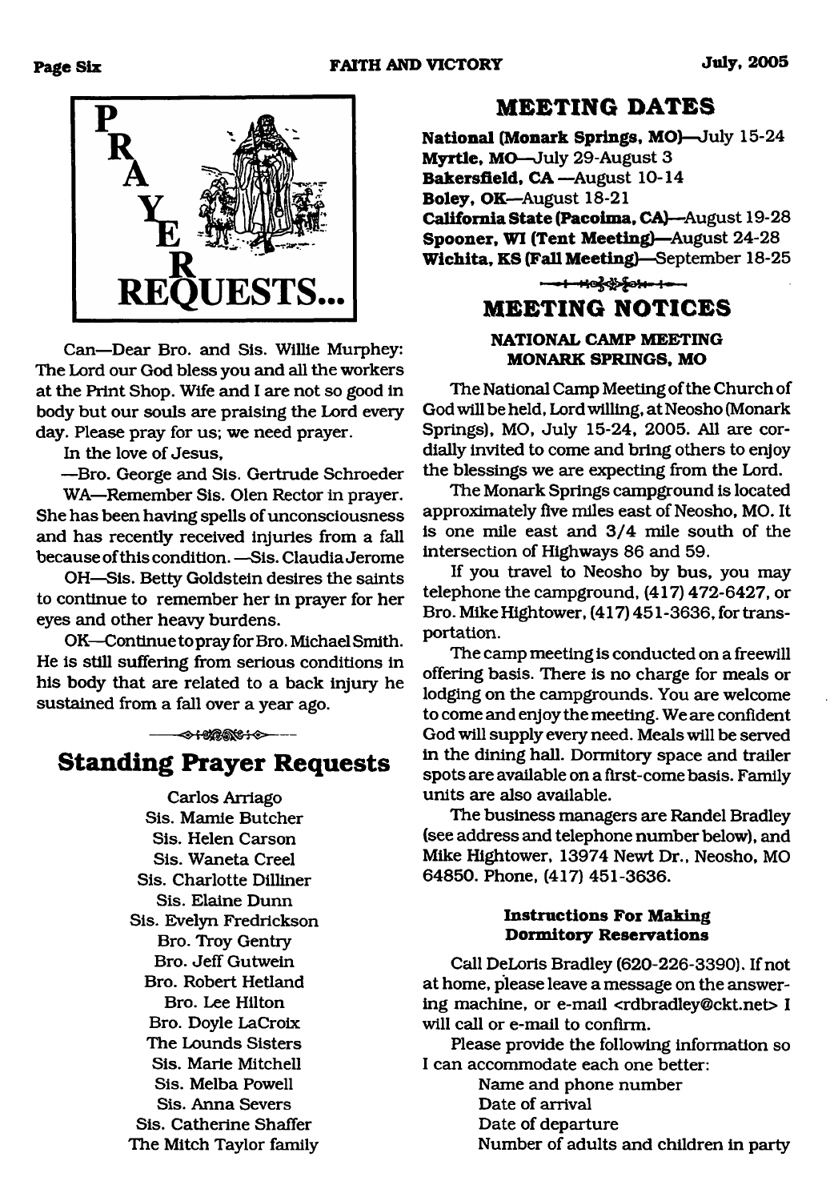# PRAYER REQUESTS...

Can—Dear Bro. and Sis. Willie Murphey: The Lord our God bless you and all the workers at the Print Shop. Wife and I are not so good in body but our souls are praising the Lord every day. Please pray for us; we need prayer.

In the love of Jesus,

—Bro. George and Sis. Gertrude Schroeder

WA—Remember Sis. Olen Rector in prayer. She has been having spells of unconsciousness and has recently received injuries from a fall because of this condition. —Sis. Claudia Jerome

OH—Sis. Betty Goldstein desires the saints to continue to remember her in prayer for her eyes and other heavy burdens.

OK—Continue to pray for Bro. Michael Smith. He is still suffering from serious conditions in his body that are related to a back injury he sustained from a fall over a year ago.

## Standing Prayer Requests

Carlos Arriago
Sis. Mamie Butcher
Sis. Helen Carson
Sis. Waneta Creel
Sis. Charlotte Dilliner
Sis. Elaine Dunn
Sis. Evelyn Fredrickson
Bro. Troy Gentry
Bro. Jeff Gutwein
Bro. Robert Hetland
Bro. Lee Hilton
Bro. Doyle LaCroix
The Lounds Sisters
Sis. Marie Mitchell
Sis. Melba Powell
Sis. Anna Severs
Sis. Catherine Shaffer
The Mitch Taylor family

## MEETING DATES

**National (Monark Springs, MO)**—July 15-24
**Myrtle, MO**—July 29-August 3
**Bakersfield, CA**—August 10-14
**Boley, OK**—August 18-21
**California State (Pacoima, CA)**—August 19-28
**Spooner, WI (Tent Meeting)**—August 24-28
**Wichita, KS (Fall Meeting)**—September 18-25

## MEETING NOTICES

### NATIONAL CAMP MEETING MONARK SPRINGS, MO

The National Camp Meeting of the Church of God will be held, Lord willing, at Neosho (Monark Springs), MO, July 15-24, 2005. All are cordially invited to come and bring others to enjoy the blessings we are expecting from the Lord.

The Monark Springs campground is located approximately five miles east of Neosho, MO. It is one mile east and 3/4 mile south of the intersection of Highways 86 and 59.

If you travel to Neosho by bus, you may telephone the campground, (417) 472-6427, or Bro. Mike Hightower, (417) 451-3636, for transportation.

The camp meeting is conducted on a freewill offering basis. There is no charge for meals or lodging on the campgrounds. You are welcome to come and enjoy the meeting. We are confident God will supply every need. Meals will be served in the dining hall. Dormitory space and trailer spots are available on a first-come basis. Family units are also available.

The business managers are Randel Bradley (see address and telephone number below), and Mike Hightower, 13974 Newt Dr., Neosho, MO 64850. Phone, (417) 451-3636.

#### Instructions For Making Dormitory Reservations

Call DeLoris Bradley (620-226-3390). If not at home, please leave a message on the answering machine, or e-mail <rdbradley@ckt.net> I will call or e-mail to confirm.

Please provide the following information so I can accommodate each one better:

Name and phone number
Date of arrival
Date of departure
Number of adults and children in party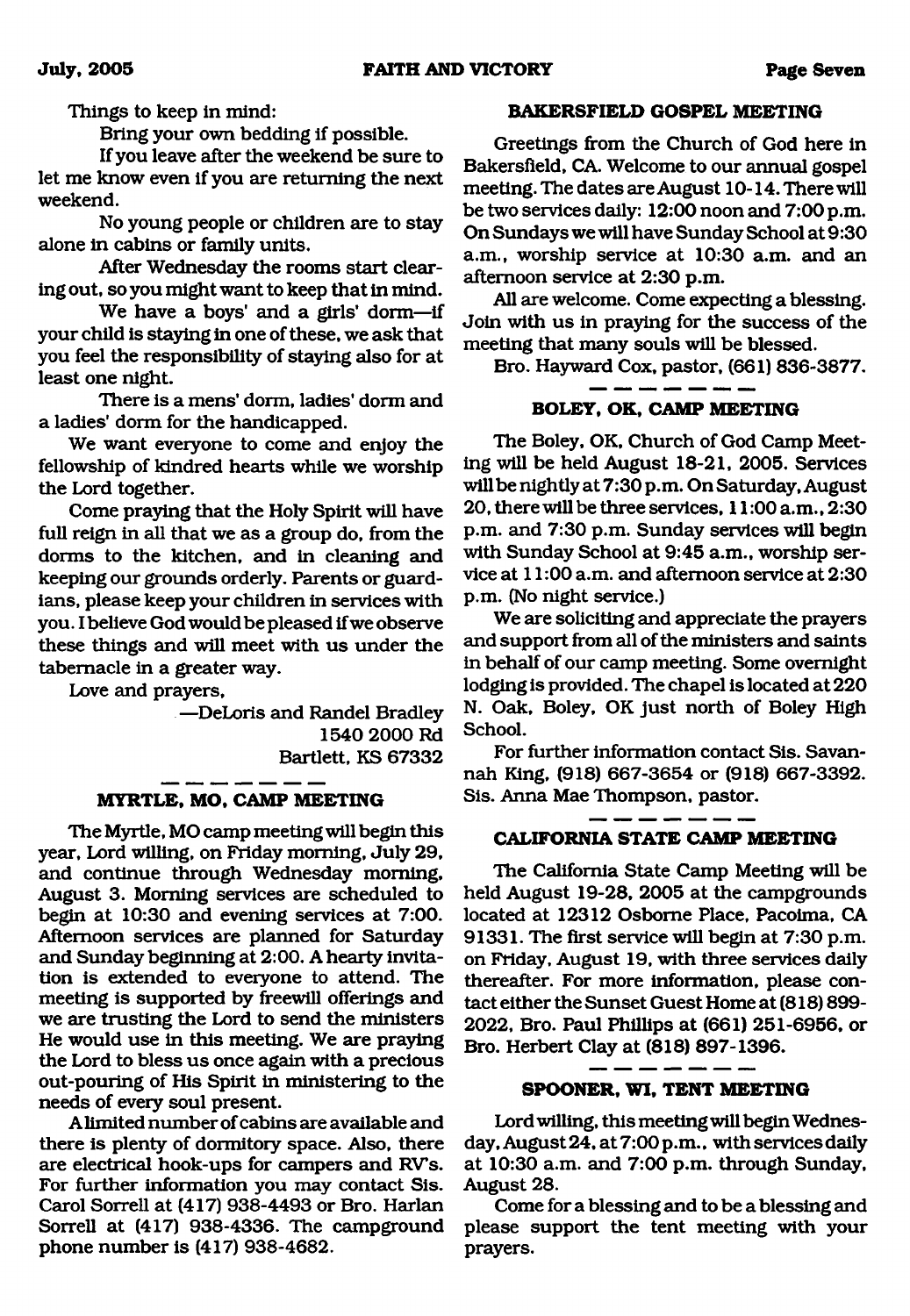Things to keep in mind:

Bring your own bedding if possible.

If you leave after the weekend be sure to let me know even if you are returning the next weekend.

No young people or children are to stay alone in cabins or family units.

After Wednesday the rooms start clearing out, so you might want to keep that in mind.

We have a boys' and a girls' dorm—if your child is staying in one of these, we ask that you feel the responsibility of staying also for at least one night.

There is a mens' dorm, ladies' dorm and a ladies' dorm for the handicapped.

We want everyone to come and enjoy the fellowship of kindred hearts while we worship the Lord together.

Come praying that the Holy Spirit will have full reign in all that we as a group do, from the dorms to the kitchen, and in cleaning and keeping our grounds orderly. Parents or guardians, please keep your children in services with you. I believe God would be pleased if we observe these things and will meet with us under the tabernacle in a greater way.

Love and prayers,

—DeLoris and Randel Bradley
1540 2000 Rd
Bartlett, KS 67332

### MYRTLE, MO, CAMP MEETING

The Myrtle, MO camp meeting will begin this year, Lord willing, on Friday morning, July 29, and continue through Wednesday morning, August 3. Morning services are scheduled to begin at 10:30 and evening services at 7:00. Afternoon services are planned for Saturday and Sunday beginning at 2:00. A hearty invitation is extended to everyone to attend. The meeting is supported by freewill offerings and we are trusting the Lord to send the ministers He would use in this meeting. We are praying the Lord to bless us once again with a precious out-pouring of His Spirit in ministering to the needs of every soul present.

A limited number of cabins are available and there is plenty of dormitory space. Also, there are electrical hook-ups for campers and RV's. For further information you may contact Sis. Carol Sorrell at (417) 938-4493 or Bro. Harlan Sorrell at (417) 938-4336. The campground phone number is (417) 938-4682.

### BAKERSFIELD GOSPEL MEETING

Greetings from the Church of God here in Bakersfield, CA. Welcome to our annual gospel meeting. The dates are August 10-14. There will be two services daily: 12:00 noon and 7:00 p.m. On Sundays we will have Sunday School at 9:30 a.m., worship service at 10:30 a.m. and an afternoon service at 2:30 p.m.

All are welcome. Come expecting a blessing. Join with us in praying for the success of the meeting that many souls will be blessed.

Bro. Hayward Cox, pastor, (661) 836-3877.

### BOLEY, OK, CAMP MEETING

The Boley, OK, Church of God Camp Meeting will be held August 18-21, 2005. Services will be nightly at 7:30 p.m. On Saturday, August 20, there will be three services, 11:00 a.m., 2:30 p.m. and 7:30 p.m. Sunday services will begin with Sunday School at 9:45 a.m., worship service at 11:00 a.m. and afternoon service at 2:30 p.m. (No night service.)

We are soliciting and appreciate the prayers and support from all of the ministers and saints in behalf of our camp meeting. Some overnight lodging is provided. The chapel is located at 220 N. Oak, Boley, OK just north of Boley High School.

For further information contact Sis. Savannah King, (918) 667-3654 or (918) 667-3392. Sis. Anna Mae Thompson, pastor.

### CALIFORNIA STATE CAMP MEETING

The California State Camp Meeting will be held August 19-28, 2005 at the campgrounds located at 12312 Osborne Place, Pacoima, CA 91331. The first service will begin at 7:30 p.m. on Friday, August 19, with three services daily thereafter. For more information, please contact either the Sunset Guest Home at (818) 899-2022, Bro. Paul Phillips at (661) 251-6956, or Bro. Herbert Clay at (818) 897-1396.

### SPOONER, WI, TENT MEETING

Lord willing, this meeting will begin Wednesday, August 24, at 7:00 p.m., with services daily at 10:30 a.m. and 7:00 p.m. through Sunday, August 28.

Come for a blessing and to be a blessing and please support the tent meeting with your prayers.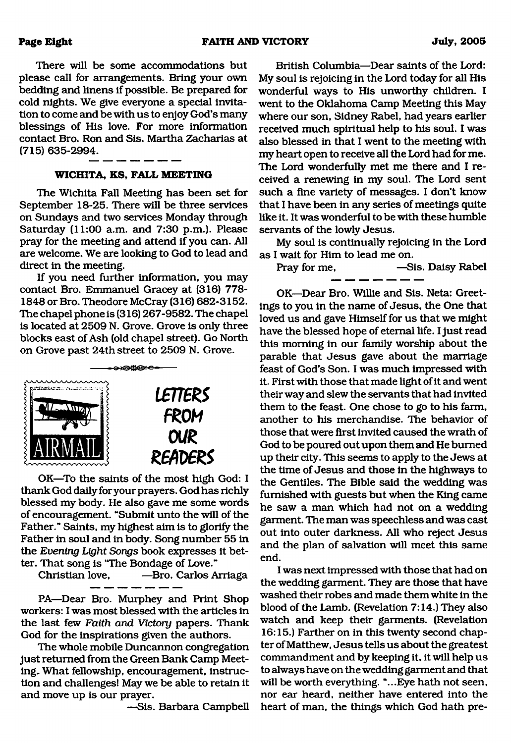There will be some accommodations but please call for arrangements. Bring your own bedding and linens if possible. Be prepared for cold nights. We give everyone a special invitation to come and be with us to enjoy God's many blessings of His love. For more information contact Bro. Ron and Sis. Martha Zacharias at (715) 635-2994.

---

### WICHITA, KS, FALL MEETING

The Wichita Fall Meeting has been set for September 18-25. There will be three services on Sundays and two services Monday through Saturday (11:00 a.m. and 7:30 p.m.). Please pray for the meeting and attend if you can. All are welcome. We are looking to God to lead and direct in the meeting.

If you need further information, you may contact Bro. Emmanuel Gracey at (316) 778-1848 or Bro. Theodore McCray (316) 682-3152. The chapel phone is (316) 267-9582. The chapel is located at 2509 N. Grove. Grove is only three blocks east of Ash (old chapel street). Go North on Grove past 24th street to 2509 N. Grove.

---

## LETTERS FROM OUR READERS

OK—To the saints of the most high God: I thank God daily for your prayers. God has richly blessed my body. He also gave me some words of encouragement. "Submit unto the will of the Father." Saints, my highest aim is to glorify the Father in soul and in body. Song number 55 in the *Evening Light Songs* book expresses it better. That song is "The Bondage of Love."

Christian love, —Bro. Carlos Arriaga

---

PA—Dear Bro. Murphey and Print Shop workers: I was most blessed with the articles in the last few *Faith and Victory* papers. Thank God for the inspirations given the authors.

The whole mobile Duncannon congregation just returned from the Green Bank Camp Meeting. What fellowship, encouragement, instruction and challenges! May we be able to retain it and move up is our prayer.

—Sis. Barbara Campbell

British Columbia—Dear saints of the Lord: My soul is rejoicing in the Lord today for all His wonderful ways to His unworthy children. I went to the Oklahoma Camp Meeting this May where our son, Sidney Rabel, had years earlier received much spiritual help to his soul. I was also blessed in that I went to the meeting with my heart open to receive all the Lord had for me. The Lord wonderfully met me there and I received a renewing in my soul. The Lord sent such a fine variety of messages. I don't know that I have been in any series of meetings quite like it. It was wonderful to be with these humble servants of the lowly Jesus.

My soul is continually rejoicing in the Lord as I wait for Him to lead me on.

Pray for me, —Sis. Daisy Rabel

---

OK—Dear Bro. Willie and Sis. Neta: Greetings to you in the name of Jesus, the One that loved us and gave Himself for us that we might have the blessed hope of eternal life. I just read this morning in our family worship about the parable that Jesus gave about the marriage feast of God's Son. I was much impressed with it. First with those that made light of it and went their way and slew the servants that had invited them to the feast. One chose to go to his farm, another to his merchandise. The behavior of those that were first invited caused the wrath of God to be poured out upon them and He burned up their city. This seems to apply to the Jews at the time of Jesus and those in the highways to the Gentiles. The Bible said the wedding was furnished with guests but when the King came he saw a man which had not on a wedding garment. The man was speechless and was cast out into outer darkness. All who reject Jesus and the plan of salvation will meet this same end.

I was next impressed with those that had on the wedding garment. They are those that have washed their robes and made them white in the blood of the Lamb. (Revelation 7:14.) They also watch and keep their garments. (Revelation 16:15.) Farther on in this twenty second chapter of Matthew, Jesus tells us about the greatest commandment and by keeping it, it will help us to always have on the wedding garment and that will be worth everything. "...Eye hath not seen, nor ear heard, neither have entered into the heart of man, the things which God hath pre-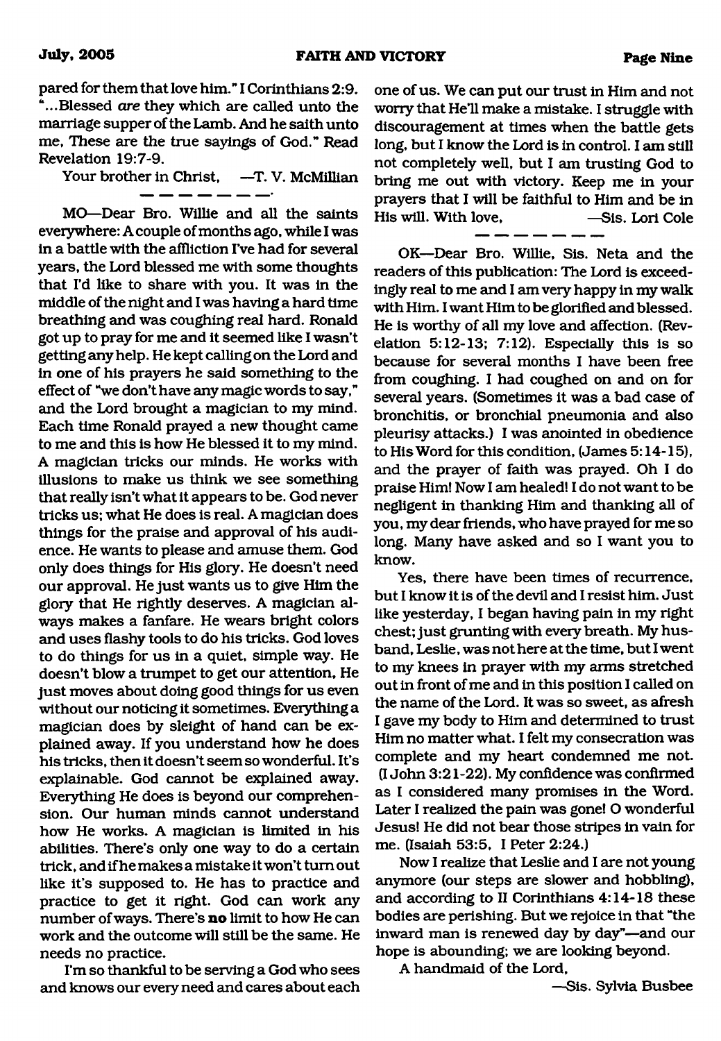pared for them that love him." I Corinthians 2:9. "...Blessed *are* they which are called unto the marriage supper of the Lamb. And he saith unto me, These are the true sayings of God." Read Revelation 19:7-9.

Your brother in Christ, —T. V. McMillian

MO—Dear Bro. Willie and all the saints everywhere: A couple of months ago, while I was in a battle with the affliction I've had for several years, the Lord blessed me with some thoughts that I'd like to share with you. It was in the middle of the night and I was having a hard time breathing and was coughing real hard. Ronald got up to pray for me and it seemed like I wasn't getting any help. He kept calling on the Lord and in one of his prayers he said something to the effect of "we don't have any magic words to say," and the Lord brought a magician to my mind. Each time Ronald prayed a new thought came to me and this is how He blessed it to my mind. A magician tricks our minds. He works with illusions to make us think we see something that really isn't what it appears to be. God never tricks us; what He does is real. A magician does things for the praise and approval of his audience. He wants to please and amuse them. God only does things for His glory. He doesn't need our approval. He just wants us to give Him the glory that He rightly deserves. A magician always makes a fanfare. He wears bright colors and uses flashy tools to do his tricks. God loves to do things for us in a quiet, simple way. He doesn't blow a trumpet to get our attention. He just moves about doing good things for us even without our noticing it sometimes. Everything a magician does by sleight of hand can be explained away. If you understand how he does his tricks, then it doesn't seem so wonderful. It's explainable. God cannot be explained away. Everything He does is beyond our comprehension. Our human minds cannot understand how He works. A magician is limited in his abilities. There's only one way to do a certain trick, and if he makes a mistake it won't turn out like it's supposed to. He has to practice and practice to get it right. God can work any number of ways. There's **no** limit to how He can work and the outcome will still be the same. He needs no practice.

I'm so thankful to be serving a God who sees and knows our every need and cares about each one of us. We can put our trust in Him and not worry that He'll make a mistake. I struggle with discouragement at times when the battle gets long, but I know the Lord is in control. I am still not completely well, but I am trusting God to bring me out with victory. Keep me in your prayers that I will be faithful to Him and be in His will. With love, —Sis. Lori Cole

OK—Dear Bro. Willie, Sis. Neta and the readers of this publication: The Lord is exceedingly real to me and I am very happy in my walk with Him. I want Him to be glorified and blessed. He is worthy of all my love and affection. (Revelation 5:12-13; 7:12). Especially this is so because for several months I have been free from coughing. I had coughed on and on for several years. (Sometimes it was a bad case of bronchitis, or bronchial pneumonia and also pleurisy attacks.) I was anointed in obedience to His Word for this condition, (James 5:14-15), and the prayer of faith was prayed. Oh I do praise Him! Now I am healed! I do not want to be negligent in thanking Him and thanking all of you, my dear friends, who have prayed for me so long. Many have asked and so I want you to know.

Yes, there have been times of recurrence, but I know it is of the devil and I resist him. Just like yesterday, I began having pain in my right chest; just grunting with every breath. My husband, Leslie, was not here at the time, but I went to my knees in prayer with my arms stretched out in front of me and in this position I called on the name of the Lord. It was so sweet, as afresh I gave my body to Him and determined to trust Him no matter what. I felt my consecration was complete and my heart condemned me not. (I John 3:21-22). My confidence was confirmed as I considered many promises in the Word. Later I realized the pain was gone! O wonderful Jesus! He did not bear those stripes in vain for me. (Isaiah 53:5, I Peter 2:24.)

Now I realize that Leslie and I are not young anymore (our steps are slower and hobbling), and according to II Corinthians 4:14-18 these bodies are perishing. But we rejoice in that "the inward man is renewed day by day"—and our hope is abounding; we are looking beyond.

A handmaid of the Lord,

—Sis. Sylvia Busbee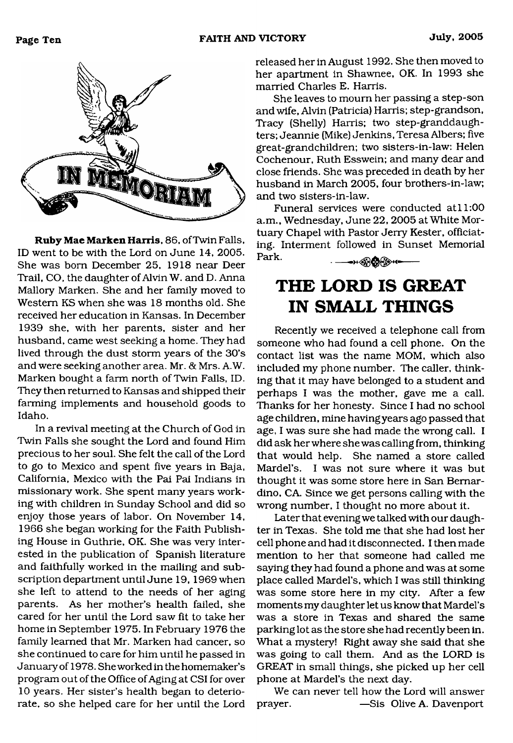# IN MEMORIAM

**Ruby Mae Marken Harris**, 86, of Twin Falls, ID went to be with the Lord on June 14, 2005. She was born December 25, 1918 near Deer Trail, CO, the daughter of Alvin W. and D. Anna Mallory Marken. She and her family moved to Western KS when she was 18 months old. She received her education in Kansas. In December 1939 she, with her parents, sister and her husband, came west seeking a home. They had lived through the dust storm years of the 30's and were seeking another area. Mr. & Mrs. A.W. Marken bought a farm north of Twin Falls, ID. They then returned to Kansas and shipped their farming implements and household goods to Idaho.

In a revival meeting at the Church of God in Twin Falls she sought the Lord and found Him precious to her soul. She felt the call of the Lord to go to Mexico and spent five years in Baja, California, Mexico with the Pai Pai Indians in missionary work. She spent many years working with children in Sunday School and did so enjoy those years of labor. On November 14, 1966 she began working for the Faith Publishing House in Guthrie, OK. She was very interested in the publication of Spanish literature and faithfully worked in the mailing and subscription department until June 19, 1969 when she left to attend to the needs of her aging parents. As her mother's health failed, she cared for her until the Lord saw fit to take her home in September 1975. In February 1976 the family learned that Mr. Marken had cancer, so she continued to care for him until he passed in January of 1978. She worked in the homemaker's program out of the Office of Aging at CSI for over 10 years. Her sister's health began to deteriorate, so she helped care for her until the Lord released her in August 1992. She then moved to her apartment in Shawnee, OK. In 1993 she married Charles E. Harris.

She leaves to mourn her passing a step-son and wife, Alvin (Patricia) Harris; step-grandson, Tracy (Shelly) Harris; two step-granddaughters; Jeannie (Mike) Jenkins, Teresa Albers; five great-grandchildren; two sisters-in-law: Helen Cochenour, Ruth Esswein; and many dear and close friends. She was preceded in death by her husband in March 2005, four brothers-in-law; and two sisters-in-law.

Funeral services were conducted at 11:00 a.m., Wednesday, June 22, 2005 at White Mortuary Chapel with Pastor Jerry Kester, officiating. Interment followed in Sunset Memorial Park.

# THE LORD IS GREAT IN SMALL THINGS

Recently we received a telephone call from someone who had found a cell phone. On the contact list was the name MOM, which also included my phone number. The caller, thinking that it may have belonged to a student and perhaps I was the mother, gave me a call. Thanks for her honesty. Since I had no school age children, mine having years ago passed that age, I was sure she had made the wrong call. I did ask her where she was calling from, thinking that would help. She named a store called Mardel's. I was not sure where it was but thought it was some store here in San Bernardino, CA. Since we get persons calling with the wrong number, I thought no more about it.

Later that evening we talked with our daughter in Texas. She told me that she had lost her cell phone and had it disconnected. I then made mention to her that someone had called me saying they had found a phone and was at some place called Mardel's, which I was still thinking was some store here in my city. After a few moments my daughter let us know that Mardel's was a store in Texas and shared the same parking lot as the store she had recently been in. What a mystery! Right away she said that she was going to call them. And as the LORD is GREAT in small things, she picked up her cell phone at Mardel's the next day.

We can never tell how the Lord will answer prayer. —Sis Olive A. Davenport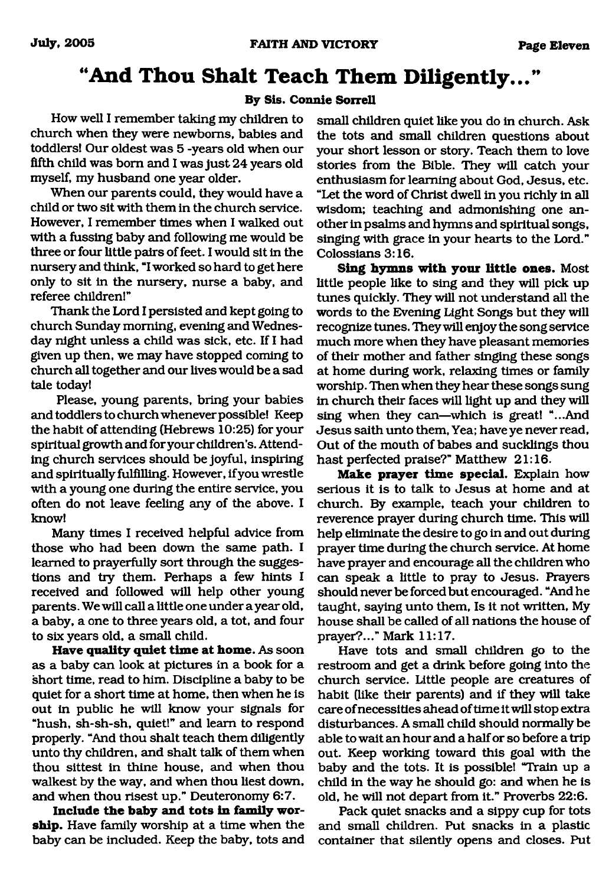#### “And Thou Shalt Teach Them Diligently...”

**By Sis. Connie Sorrell**

How well I remember taking my children to church when they were newborns, babies and toddlers! Our oldest was 5 -years old when our fifth child was born and I was just 24 years old myself, my husband one year older.

When our parents could, they would have a child or two sit with them in the church service. However, I remember times when I walked out with a fussing baby and following me would be three or four little pairs of feet. I would sit in the nursery and think, “I worked so hard to get here only to sit in the nursery, nurse a baby, and referee children!”

Thank the Lord I persisted and kept going to church Sunday morning, evening and Wednesday night unless a child was sick, etc. If I had given up then, we may have stopped coming to church all together and our lives would be a sad tale today!

Please, young parents, bring your babies and toddlers to church whenever possible! Keep the habit of attending (Hebrews 10:25) for your spiritual growth and for your children's. Attending church services should be joyful, inspiring and spiritually fulfilling. However, if you wrestle with a young one during the entire service, you often do not leave feeling any of the above. I know!

Many times I received helpful advice from those who had been down the same path. I learned to prayerfully sort through the suggestions and try them. Perhaps a few hints I received and followed will help other young parents. We will call a little one under a year old, a baby, a one to three years old, a tot, and four to six years old, a small child.

**Have quality quiet time at home.** As soon as a baby can look at pictures in a book for a short time, read to him. Discipline a baby to be quiet for a short time at home, then when he is out in public he will know your signals for “hush, sh-sh-sh, quiet!” and learn to respond properly. “And thou shalt teach them diligently unto thy children, and shalt talk of them when thou sittest in thine house, and when thou walkest by the way, and when thou liest down, and when thou risest up.” Deuteronomy 6:7.

**Include the baby and tots in family worship.** Have family worship at a time when the baby can be included. Keep the baby, tots and small children quiet like you do in church. Ask the tots and small children questions about your short lesson or story. Teach them to love stories from the Bible. They will catch your enthusiasm for learning about God, Jesus, etc. “Let the word of Christ dwell in you richly in all wisdom; teaching and admonishing one another in psalms and hymns and spiritual songs, singing with grace in your hearts to the Lord.” Colossians 3:16.

**Sing hymns with your little ones.** Most little people like to sing and they will pick up tunes quickly. They will not understand all the words to the Evening Light Songs but they will recognize tunes. They will enjoy the song service much more when they have pleasant memories of their mother and father singing these songs at home during work, relaxing times or family worship. Then when they hear these songs sung in church their faces will light up and they will sing when they can—which is great! “...And Jesus saith unto them, Yea; have ye never read, Out of the mouth of babes and sucklings thou hast perfected praise?” Matthew 21:16.

**Make prayer time special.** Explain how serious it is to talk to Jesus at home and at church. By example, teach your children to reverence prayer during church time. This will help eliminate the desire to go in and out during prayer time during the church service. At home have prayer and encourage all the children who can speak a little to pray to Jesus. Prayers should never be forced but encouraged. “And he taught, saying unto them, Is it not written, My house shall be called of all nations the house of prayer?...” Mark 11:17.

Have tots and small children go to the restroom and get a drink before going into the church service. Little people are creatures of habit (like their parents) and if they will take care of necessities ahead of time it will stop extra disturbances. A small child should normally be able to wait an hour and a half or so before a trip out. Keep working toward this goal with the baby and the tots. It is possible! “Train up a child in the way he should go: and when he is old, he will not depart from it.” Proverbs 22:6.

Pack quiet snacks and a sippy cup for tots and small children. Put snacks in a plastic container that silently opens and closes. Put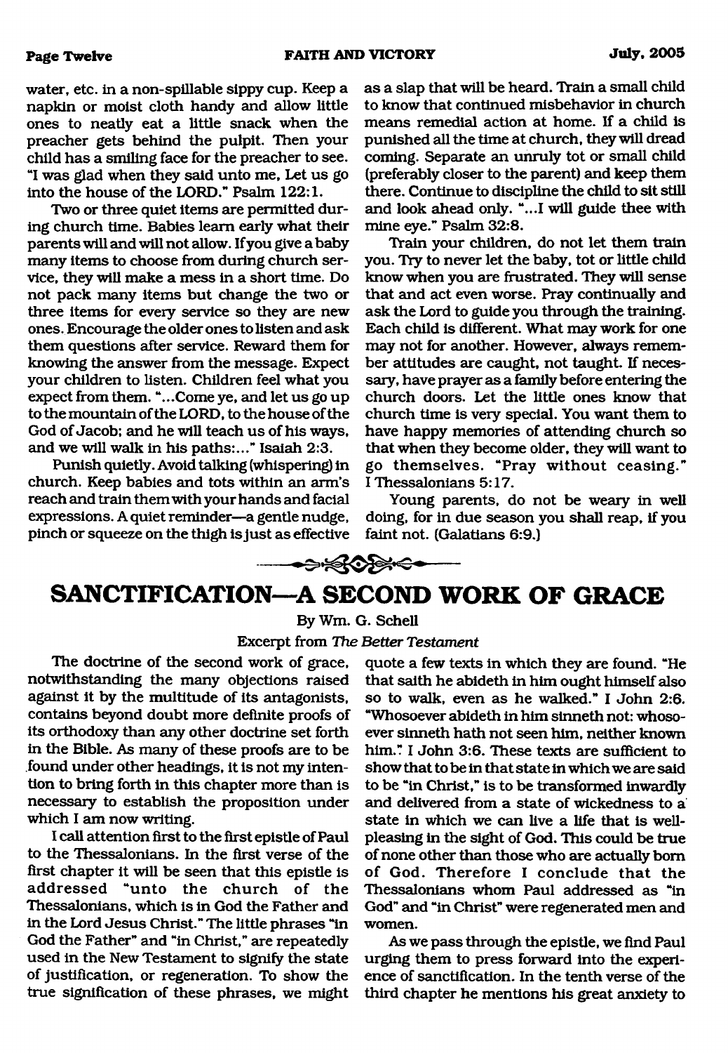water, etc. in a non-spillable sippy cup. Keep a napkin or moist cloth handy and allow little ones to neatly eat a little snack when the preacher gets behind the pulpit. Then your child has a smiling face for the preacher to see. "I was glad when they said unto me, Let us go into the house of the LORD." Psalm 122:1.

Two or three quiet items are permitted during church time. Babies learn early what their parents will and will not allow. If you give a baby many items to choose from during church service, they will make a mess in a short time. Do not pack many items but change the two or three items for every service so they are new ones. Encourage the older ones to listen and ask them questions after service. Reward them for knowing the answer from the message. Expect your children to listen. Children feel what you expect from them. "...Come ye, and let us go up to the mountain of the LORD, to the house of the God of Jacob; and he will teach us of his ways, and we will walk in his paths:..." Isaiah 2:3.

Punish quietly. Avoid talking (whispering) in church. Keep babies and tots within an arm's reach and train them with your hands and facial expressions. A quiet reminder—a gentle nudge, pinch or squeeze on the thigh is just as effective as a slap that will be heard. Train a small child to know that continued misbehavior in church means remedial action at home. If a child is punished all the time at church, they will dread coming. Separate an unruly tot or small child (preferably closer to the parent) and keep them there. Continue to discipline the child to sit still and look ahead only. "...I will guide thee with mine eye." Psalm 32:8.

Train your children, do not let them train you. Try to never let the baby, tot or little child know when you are frustrated. They will sense that and act even worse. Pray continually and ask the Lord to guide you through the training. Each child is different. What may work for one may not for another. However, always remember attitudes are caught, not taught. If necessary, have prayer as a family before entering the church doors. Let the little ones know that church time is very special. You want them to have happy memories of attending church so that when they become older, they will want to go themselves. "Pray without ceasing." I Thessalonians 5:17.

Young parents, do not be weary in well doing, for in due season you shall reap, if you faint not. (Galatians 6:9.)

## SANCTIFICATION—A SECOND WORK OF GRACE

By Wm. G. Schell

Excerpt from *The Better Testament*

The doctrine of the second work of grace, notwithstanding the many objections raised against it by the multitude of its antagonists, contains beyond doubt more definite proofs of its orthodoxy than any other doctrine set forth in the Bible. As many of these proofs are to be found under other headings, it is not my intention to bring forth in this chapter more than is necessary to establish the proposition under which I am now writing.

I call attention first to the first epistle of Paul to the Thessalonians. In the first verse of the first chapter it will be seen that this epistle is addressed "unto the church of the Thessalonians, which is in God the Father and in the Lord Jesus Christ." The little phrases "in God the Father" and "in Christ," are repeatedly used in the New Testament to signify the state of justification, or regeneration. To show the true signification of these phrases, we might quote a few texts in which they are found. "He that saith he abideth in him ought himself also so to walk, even as he walked." I John 2:6. "Whosoever abideth in him sinneth not: whosoever sinneth hath not seen him, neither known him." I John 3:6. These texts are sufficient to show that to be in that state in which we are said to be "in Christ," is to be transformed inwardly and delivered from a state of wickedness to a state in which we can live a life that is well-pleasing in the sight of God. This could be true of none other than those who are actually born of God. Therefore I conclude that the Thessalonians whom Paul addressed as "in God" and "in Christ" were regenerated men and women.

As we pass through the epistle, we find Paul urging them to press forward into the experience of sanctification. In the tenth verse of the third chapter he mentions his great anxiety to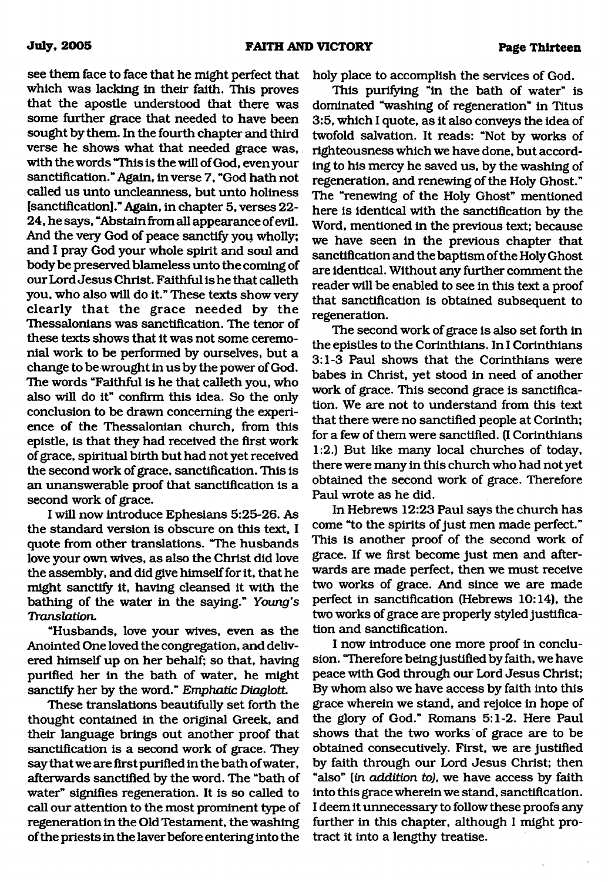see them face to face that he might perfect that which was lacking in their faith. This proves that the apostle understood that there was some further grace that needed to have been sought by them. In the fourth chapter and third verse he shows what that needed grace was, with the words "This is the will of God, even your sanctification." Again, in verse 7, "God hath not called us unto uncleanness, but unto holiness [sanctification]." Again, in chapter 5, verses 22-24, he says, "Abstain from all appearance of evil. And the very God of peace sanctify you wholly; and I pray God your whole spirit and soul and body be preserved blameless unto the coming of our Lord Jesus Christ. Faithful is he that calleth you, who also will do it." These texts show very clearly that the grace needed by the Thessalonians was sanctification. The tenor of these texts shows that it was not some ceremonial work to be performed by ourselves, but a change to be wrought in us by the power of God. The words "Faithful is he that calleth you, who also will do it" confirm this idea. So the only conclusion to be drawn concerning the experience of the Thessalonian church, from this epistle, is that they had received the first work of grace, spiritual birth but had not yet received the second work of grace, sanctification. This is an unanswerable proof that sanctification is a second work of grace.

I will now introduce Ephesians 5:25-26. As the standard version is obscure on this text, I quote from other translations. "The husbands love your own wives, as also the Christ did love the assembly, and did give himself for it, that he might sanctify it, having cleansed it with the bathing of the water in the saying." *Young's Translation.*

"Husbands, love your wives, even as the Anointed One loved the congregation, and delivered himself up on her behalf; so that, having purified her in the bath of water, he might sanctify her by the word." *Emphatic Diaglott.*

These translations beautifully set forth the thought contained in the original Greek, and their language brings out another proof that sanctification is a second work of grace. They say that we are first purified in the bath of water, afterwards sanctified by the word. The "bath of water" signifies regeneration. It is so called to call our attention to the most prominent type of regeneration in the Old Testament, the washing of the priests in the laver before entering into the holy place to accomplish the services of God.

This purifying "in the bath of water" is dominated "washing of regeneration" in Titus 3:5, which I quote, as it also conveys the idea of twofold salvation. It reads: "Not by works of righteousness which we have done, but according to his mercy he saved us, by the washing of regeneration, and renewing of the Holy Ghost." The "renewing of the Holy Ghost" mentioned here is identical with the sanctification by the Word, mentioned in the previous text; because we have seen in the previous chapter that sanctification and the baptism of the Holy Ghost are identical. Without any further comment the reader will be enabled to see in this text a proof that sanctification is obtained subsequent to regeneration.

The second work of grace is also set forth in the epistles to the Corinthians. In I Corinthians 3:1-3 Paul shows that the Corinthians were babes in Christ, yet stood in need of another work of grace. This second grace is sanctification. We are not to understand from this text that there were no sanctified people at Corinth; for a few of them were sanctified. (I Corinthians 1:2.) But like many local churches of today, there were many in this church who had not yet obtained the second work of grace. Therefore Paul wrote as he did.

In Hebrews 12:23 Paul says the church has come "to the spirits of just men made perfect." This is another proof of the second work of grace. If we first become just men and afterwards are made perfect, then we must receive two works of grace. And since we are made perfect in sanctification (Hebrews 10:14), the two works of grace are properly styled justification and sanctification.

I now introduce one more proof in conclusion. "Therefore being justified by faith, we have peace with God through our Lord Jesus Christ; By whom also we have access by faith into this grace wherein we stand, and rejoice in hope of the glory of God." Romans 5:1-2. Here Paul shows that the two works of grace are to be obtained consecutively. First, we are justified by faith through our Lord Jesus Christ; then "also" (*in addition to*), we have access by faith into this grace wherein we stand, sanctification. I deem it unnecessary to follow these proofs any further in this chapter, although I might protract it into a lengthy treatise.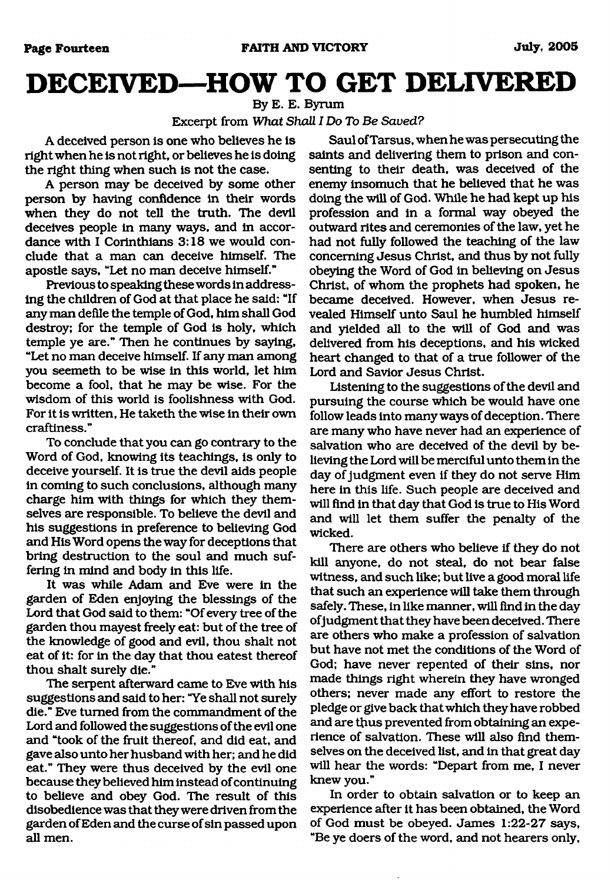# DECEIVED—HOW TO GET DELIVERED

By E. E. Byrum

Excerpt from *What Shall I Do To Be Saved?*

A deceived person is one who believes he is right when he is not right, or believes he is doing the right thing when such is not the case.

A person may be deceived by some other person by having confidence in their words when they do not tell the truth. The devil deceives people in many ways, and in accordance with I Corinthians 3:18 we would conclude that a man can deceive himself. The apostle says, "Let no man deceive himself."

Previous to speaking these words in addressing the children of God at that place he said: "If any man defile the temple of God, him shall God destroy; for the temple of God is holy, which temple ye are." Then he continues by saying, "Let no man deceive himself. If any man among you seemeth to be wise in this world, let him become a fool, that he may be wise. For the wisdom of this world is foolishness with God. For it is written, He taketh the wise in their own craftiness."

To conclude that you can go contrary to the Word of God, knowing its teachings, is only to deceive yourself. It is true the devil aids people in coming to such conclusions, although many charge him with things for which they themselves are responsible. To believe the devil and his suggestions in preference to believing God and His Word opens the way for deceptions that bring destruction to the soul and much suffering in mind and body in this life.

It was while Adam and Eve were in the garden of Eden enjoying the blessings of the Lord that God said to them: "Of every tree of the garden thou mayest freely eat: but of the tree of the knowledge of good and evil, thou shalt not eat of it: for in the day that thou eatest thereof thou shalt surely die."

The serpent afterward came to Eve with his suggestions and said to her: "Ye shall not surely die." Eve turned from the commandment of the Lord and followed the suggestions of the evil one and "took of the fruit thereof, and did eat, and gave also unto her husband with her; and he did eat." They were thus deceived by the evil one because they believed him instead of continuing to believe and obey God. The result of this disobedience was that they were driven from the garden of Eden and the curse of sin passed upon all men.

Saul of Tarsus, when he was persecuting the saints and delivering them to prison and consenting to their death, was deceived of the enemy insomuch that he believed that he was doing the will of God. While he had kept up his profession and in a formal way obeyed the outward rites and ceremonies of the law, yet he had not fully followed the teaching of the law concerning Jesus Christ, and thus by not fully obeying the Word of God in believing on Jesus Christ, of whom the prophets had spoken, he became deceived. However, when Jesus revealed Himself unto Saul he humbled himself and yielded all to the will of God and was delivered from his deceptions, and his wicked heart changed to that of a true follower of the Lord and Savior Jesus Christ.

Listening to the suggestions of the devil and pursuing the course which be would have one follow leads into many ways of deception. There are many who have never had an experience of salvation who are deceived of the devil by believing the Lord will be merciful unto them in the day of judgment even if they do not serve Him here in this life. Such people are deceived and will find in that day that God is true to His Word and will let them suffer the penalty of the wicked.

There are others who believe if they do not kill anyone, do not steal, do not bear false witness, and such like; but live a good moral life that such an experience will take them through safely. These, in like manner, will find in the day of judgment that they have been deceived. There are others who make a profession of salvation but have not met the conditions of the Word of God; have never repented of their sins, nor made things right wherein they have wronged others; never made any effort to restore the pledge or give back that which they have robbed and are thus prevented from obtaining an experience of salvation. These will also find themselves on the deceived list, and in that great day will hear the words: "Depart from me, I never knew you."

In order to obtain salvation or to keep an experience after it has been obtained, the Word of God must be obeyed. James 1:22-27 says, "Be ye doers of the word, and not hearers only,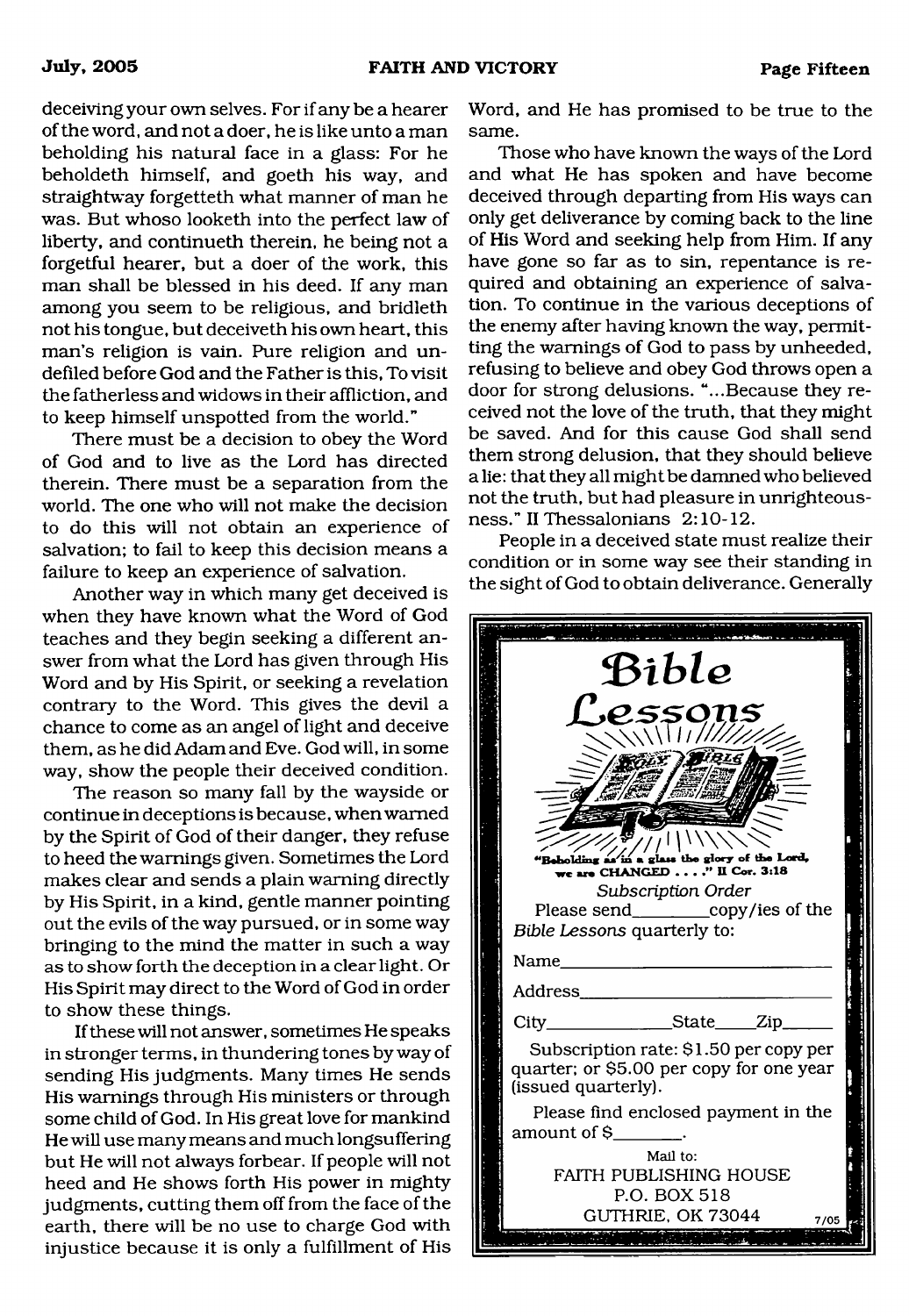deceiving your own selves. For if any be a hearer of the word, and not a doer, he is like unto a man beholding his natural face in a glass: For he beholdeth himself, and goeth his way, and straightway forgetteth what manner of man he was. But whoso looketh into the perfect law of liberty, and continueth therein, he being not a forgetful hearer, but a doer of the work, this man shall be blessed in his deed. If any man among you seem to be religious, and bridleth not his tongue, but deceiveth his own heart, this man's religion is vain. Pure religion and undefiled before God and the Father is this, To visit the fatherless and widows in their affliction, and to keep himself unspotted from the world."

There must be a decision to obey the Word of God and to live as the Lord has directed therein. There must be a separation from the world. The one who will not make the decision to do this will not obtain an experience of salvation; to fail to keep this decision means a failure to keep an experience of salvation.

Another way in which many get deceived is when they have known what the Word of God teaches and they begin seeking a different answer from what the Lord has given through His Word and by His Spirit, or seeking a revelation contrary to the Word. This gives the devil a chance to come as an angel of light and deceive them, as he did Adam and Eve. God will, in some way, show the people their deceived condition.

The reason so many fall by the wayside or continue in deceptions is because, when warned by the Spirit of God of their danger, they refuse to heed the warnings given. Sometimes the Lord makes clear and sends a plain warning directly by His Spirit, in a kind, gentle manner pointing out the evils of the way pursued, or in some way bringing to the mind the matter in such a way as to show forth the deception in a clear light. Or His Spirit may direct to the Word of God in order to show these things.

If these will not answer, sometimes He speaks in stronger terms, in thundering tones by way of sending His judgments. Many times He sends His warnings through His ministers or through some child of God. In His great love for mankind He will use many means and much longsuffering but He will not always forbear. If people will not heed and He shows forth His power in mighty judgments, cutting them off from the face of the earth, there will be no use to charge God with injustice because it is only a fulfillment of His Word, and He has promised to be true to the same.

Those who have known the ways of the Lord and what He has spoken and have become deceived through departing from His ways can only get deliverance by coming back to the line of His Word and seeking help from Him. If any have gone so far as to sin, repentance is required and obtaining an experience of salvation. To continue in the various deceptions of the enemy after having known the way, permitting the warnings of God to pass by unheeded, refusing to believe and obey God throws open a door for strong delusions. "...Because they received not the love of the truth, that they might be saved. And for this cause God shall send them strong delusion, that they should believe a lie: that they all might be damned who believed not the truth, but had pleasure in unrighteousness." II Thessalonians 2:10-12.

People in a deceived state must realize their condition or in some way see their standing in the sight of God to obtain deliverance. Generally

---

## Bible Lessons

"Beholding as in a glass the glory of the Lord, we are CHANGED . . . ." II Cor. 3:18

*Subscription Order*

Please send________copy/ies of the *Bible Lessons* quarterly to:

Name_______________________________

Address_____________________________

City______________State_____Zip______

Subscription rate: $1.50 per copy per quarter; or $5.00 per copy for one year (issued quarterly).

Please find enclosed payment in the amount of $_______.

Mail to:
FAITH PUBLISHING HOUSE
P.O. BOX 518
GUTHRIE, OK 73044

7/05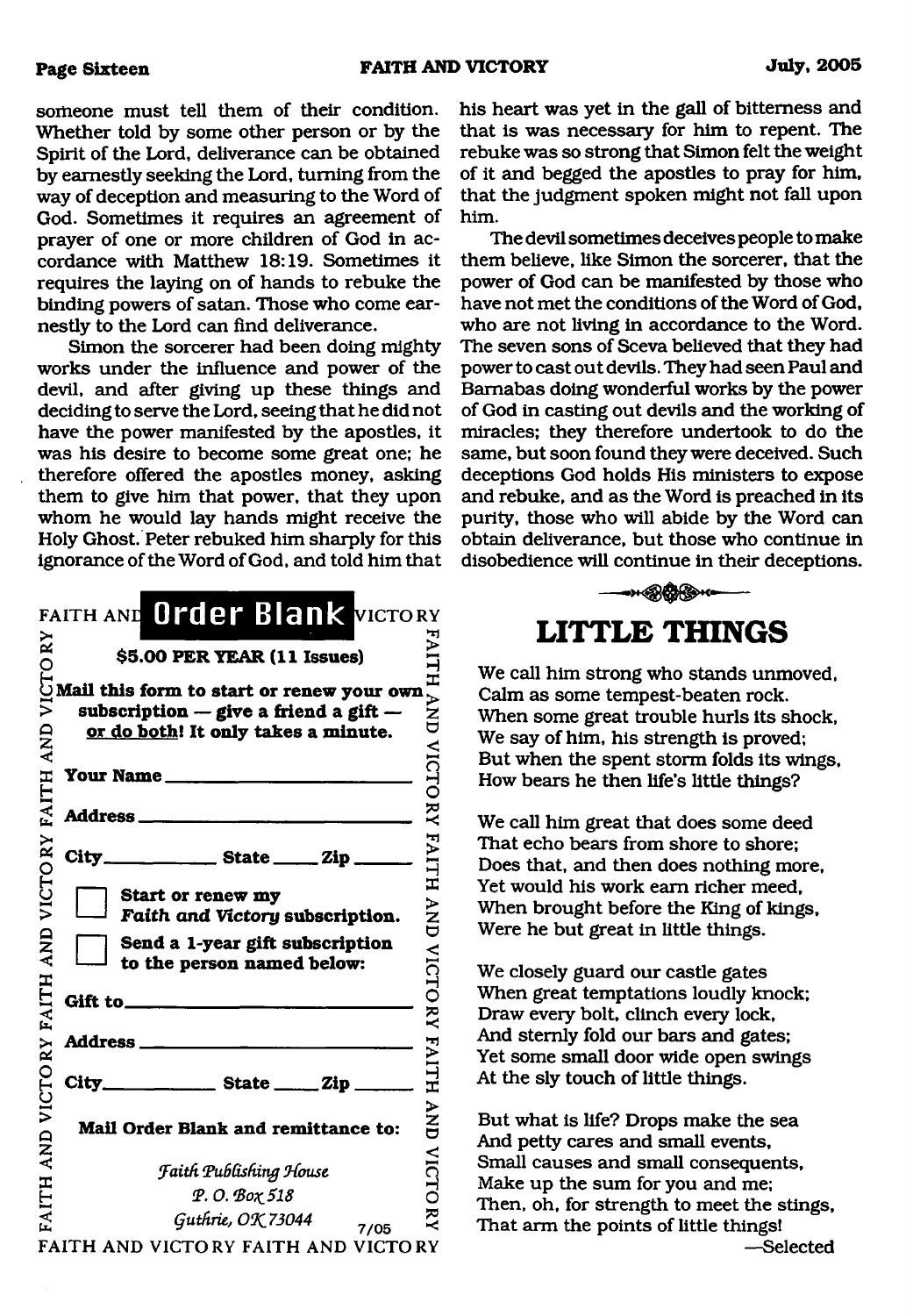someone must tell them of their condition. Whether told by some other person or by the Spirit of the Lord, deliverance can be obtained by earnestly seeking the Lord, turning from the way of deception and measuring to the Word of God. Sometimes it requires an agreement of prayer of one or more children of God in accordance with Matthew 18:19. Sometimes it requires the laying on of hands to rebuke the binding powers of satan. Those who come earnestly to the Lord can find deliverance.

Simon the sorcerer had been doing mighty works under the influence and power of the devil, and after giving up these things and deciding to serve the Lord, seeing that he did not have the power manifested by the apostles, it was his desire to become some great one; he therefore offered the apostles money, asking them to give him that power, that they upon whom he would lay hands might receive the Holy Ghost. Peter rebuked him sharply for this ignorance of the Word of God, and told him that his heart was yet in the gall of bitterness and that is was necessary for him to repent. The rebuke was so strong that Simon felt the weight of it and begged the apostles to pray for him, that the judgment spoken might not fall upon him.

The devil sometimes deceives people to make them believe, like Simon the sorcerer, that the power of God can be manifested by those who have not met the conditions of the Word of God, who are not living in accordance to the Word. The seven sons of Sceva believed that they had power to cast out devils. They had seen Paul and Barnabas doing wonderful works by the power of God in casting out devils and the working of miracles; they therefore undertook to do the same, but soon found they were deceived. Such deceptions God holds His ministers to expose and rebuke, and as the Word is preached in its purity, those who will abide by the Word can obtain deliverance, but those who continue in disobedience will continue in their deceptions.

## Order Blank

**$5.00 PER YEAR (11 Issues)**

**Mail this form to start or renew your own subscription — give a friend a gift — or do both! It only takes a minute.**

**Your Name** ____________________

**Address** ____________________

**City** ________ **State** ____ **Zip** ____

☐ **Start or renew my *Faith and Victory* subscription.**

☐ **Send a 1-year gift subscription to the person named below:**

**Gift to** ____________________

**Address** ____________________

**City** ________ **State** ____ **Zip** ____

**Mail Order Blank and remittance to:**

*Faith Publishing House*
*P. O. Box 518*
*Guthrie, OK 73044*

7/05

## LITTLE THINGS

We call him strong who stands unmoved,
Calm as some tempest-beaten rock.
When some great trouble hurls its shock,
We say of him, his strength is proved;
But when the spent storm folds its wings,
How bears he then life's little things?

We call him great that does some deed
That echo bears from shore to shore;
Does that, and then does nothing more,
Yet would his work earn richer meed,
When brought before the King of kings,
Were he but great in little things.

We closely guard our castle gates
When great temptations loudly knock;
Draw every bolt, clinch every lock,
And sternly fold our bars and gates;
Yet some small door wide open swings
At the sly touch of little things.

But what is life? Drops make the sea
And petty cares and small events,
Small causes and small consequents,
Make up the sum for you and me;
Then, oh, for strength to meet the stings,
That arm the points of little things!

—Selected